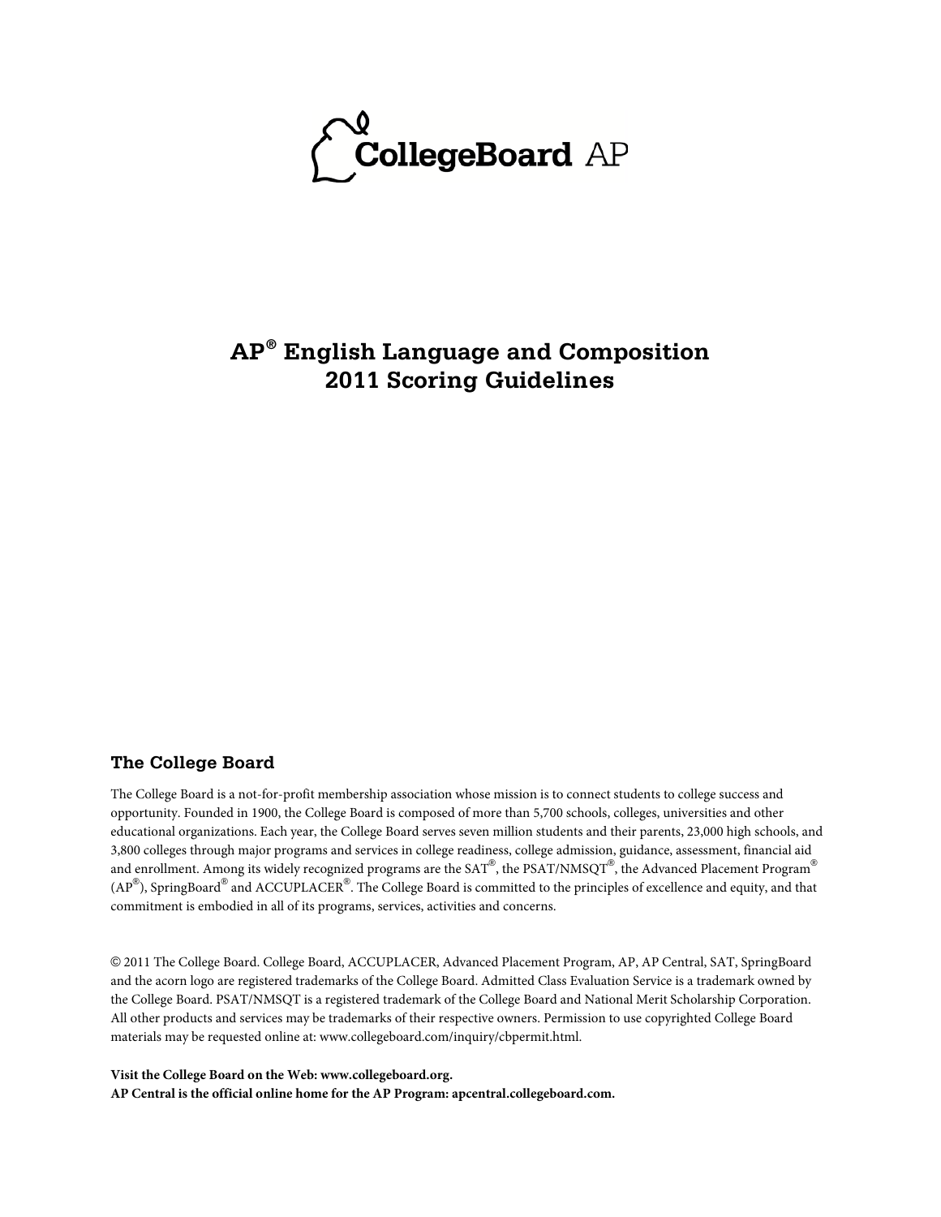CollegeBoard AP

# AP® English Language and Composition 2011 Scoring Guidelines

## The College Board

The College Board is a not-for-profit membership association whose mission is to connect students to college success and opportunity. Founded in 1900, the College Board is composed of more than 5,700 schools, colleges, universities and other educational organizations. Each year, the College Board serves seven million students and their parents, 23,000 high schools, and 3,800 colleges through major programs and services in college readiness, college admission, guidance, assessment, financial aid and enrollment. Among its widely recognized programs are the SAT®, the PSAT/NMSQT®, the Advanced Placement Program® (AP®), SpringBoard® and ACCUPLACER®. The College Board is committed to the principles of excellence and equity, and that commitment is embodied in all of its programs, services, activities and concerns.

© 2011 The College Board. College Board, ACCUPLACER, Advanced Placement Program, AP, AP Central, SAT, SpringBoard and the acorn logo are registered trademarks of the College Board. Admitted Class Evaluation Service is a trademark owned by the College Board. PSAT/NMSQT is a registered trademark of the College Board and National Merit Scholarship Corporation. All other products and services may be trademarks of their respective owners. Permission to use copyrighted College Board materials may be requested online at: www.collegeboard.com/inquiry/cbpermit.html.

**Visit the College Board on the Web: www.collegeboard.org.**
**AP Central is the official online home for the AP Program: apcentral.collegeboard.com.**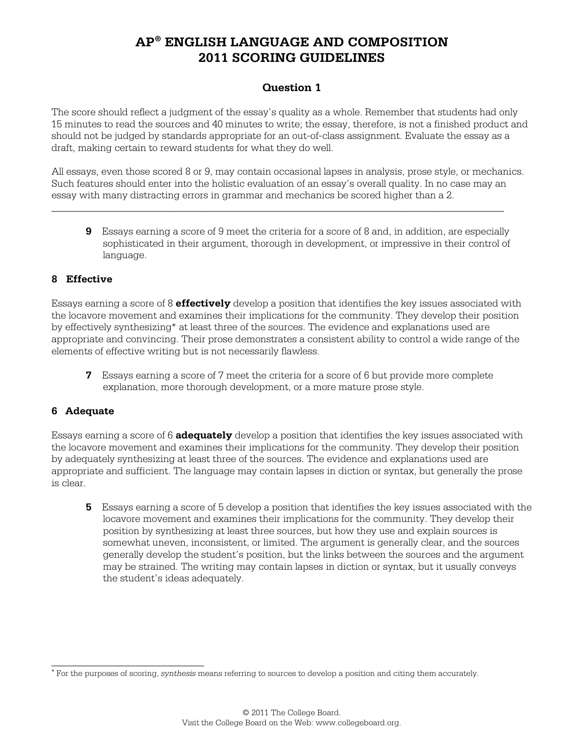# AP® ENGLISH LANGUAGE AND COMPOSITION 2011 SCORING GUIDELINES

## Question 1

The score should reflect a judgment of the essay's quality as a whole. Remember that students had only 15 minutes to read the sources and 40 minutes to write; the essay, therefore, is not a finished product and should not be judged by standards appropriate for an out-of-class assignment. Evaluate the essay as a draft, making certain to reward students for what they do well.

All essays, even those scored 8 or 9, may contain occasional lapses in analysis, prose style, or mechanics. Such features should enter into the holistic evaluation of an essay's overall quality. In no case may an essay with many distracting errors in grammar and mechanics be scored higher than a 2.

---

**9** Essays earning a score of 9 meet the criteria for a score of 8 and, in addition, are especially sophisticated in their argument, thorough in development, or impressive in their control of language.

### 8 Effective

Essays earning a score of 8 **effectively** develop a position that identifies the key issues associated with the locavore movement and examines their implications for the community. They develop their position by effectively synthesizing* at least three of the sources. The evidence and explanations used are appropriate and convincing. Their prose demonstrates a consistent ability to control a wide range of the elements of effective writing but is not necessarily flawless.

**7** Essays earning a score of 7 meet the criteria for a score of 6 but provide more complete explanation, more thorough development, or a more mature prose style.

### 6 Adequate

Essays earning a score of 6 **adequately** develop a position that identifies the key issues associated with the locavore movement and examines their implications for the community. They develop their position by adequately synthesizing at least three of the sources. The evidence and explanations used are appropriate and sufficient. The language may contain lapses in diction or syntax, but generally the prose is clear.

**5** Essays earning a score of 5 develop a position that identifies the key issues associated with the locavore movement and examines their implications for the community. They develop their position by synthesizing at least three sources, but how they use and explain sources is somewhat uneven, inconsistent, or limited. The argument is generally clear, and the sources generally develop the student's position, but the links between the sources and the argument may be strained. The writing may contain lapses in diction or syntax, but it usually conveys the student's ideas adequately.

---

* For the purposes of scoring, *synthesis* means referring to sources to develop a position and citing them accurately.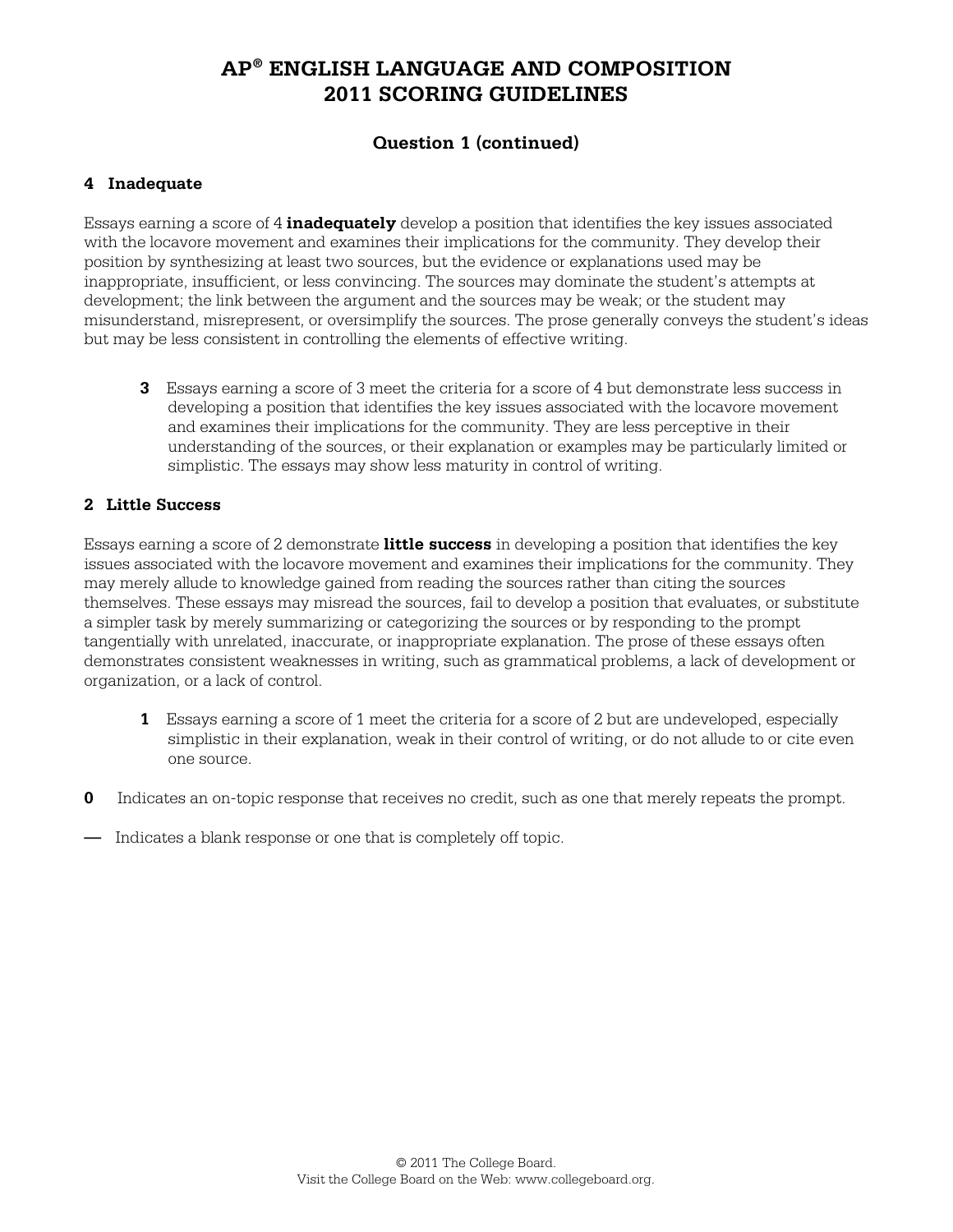# AP® ENGLISH LANGUAGE AND COMPOSITION 2011 SCORING GUIDELINES

## Question 1 (continued)

### 4 Inadequate

Essays earning a score of 4 **inadequately** develop a position that identifies the key issues associated with the locavore movement and examines their implications for the community. They develop their position by synthesizing at least two sources, but the evidence or explanations used may be inappropriate, insufficient, or less convincing. The sources may dominate the student's attempts at development; the link between the argument and the sources may be weak; or the student may misunderstand, misrepresent, or oversimplify the sources. The prose generally conveys the student's ideas but may be less consistent in controlling the elements of effective writing.

> **3** Essays earning a score of 3 meet the criteria for a score of 4 but demonstrate less success in developing a position that identifies the key issues associated with the locavore movement and examines their implications for the community. They are less perceptive in their understanding of the sources, or their explanation or examples may be particularly limited or simplistic. The essays may show less maturity in control of writing.

### 2 Little Success

Essays earning a score of 2 demonstrate **little success** in developing a position that identifies the key issues associated with the locavore movement and examines their implications for the community. They may merely allude to knowledge gained from reading the sources rather than citing the sources themselves. These essays may misread the sources, fail to develop a position that evaluates, or substitute a simpler task by merely summarizing or categorizing the sources or by responding to the prompt tangentially with unrelated, inaccurate, or inappropriate explanation. The prose of these essays often demonstrates consistent weaknesses in writing, such as grammatical problems, a lack of development or organization, or a lack of control.

> **1** Essays earning a score of 1 meet the criteria for a score of 2 but are undeveloped, especially simplistic in their explanation, weak in their control of writing, or do not allude to or cite even one source.

**0** Indicates an on-topic response that receives no credit, such as one that merely repeats the prompt.

**—** Indicates a blank response or one that is completely off topic.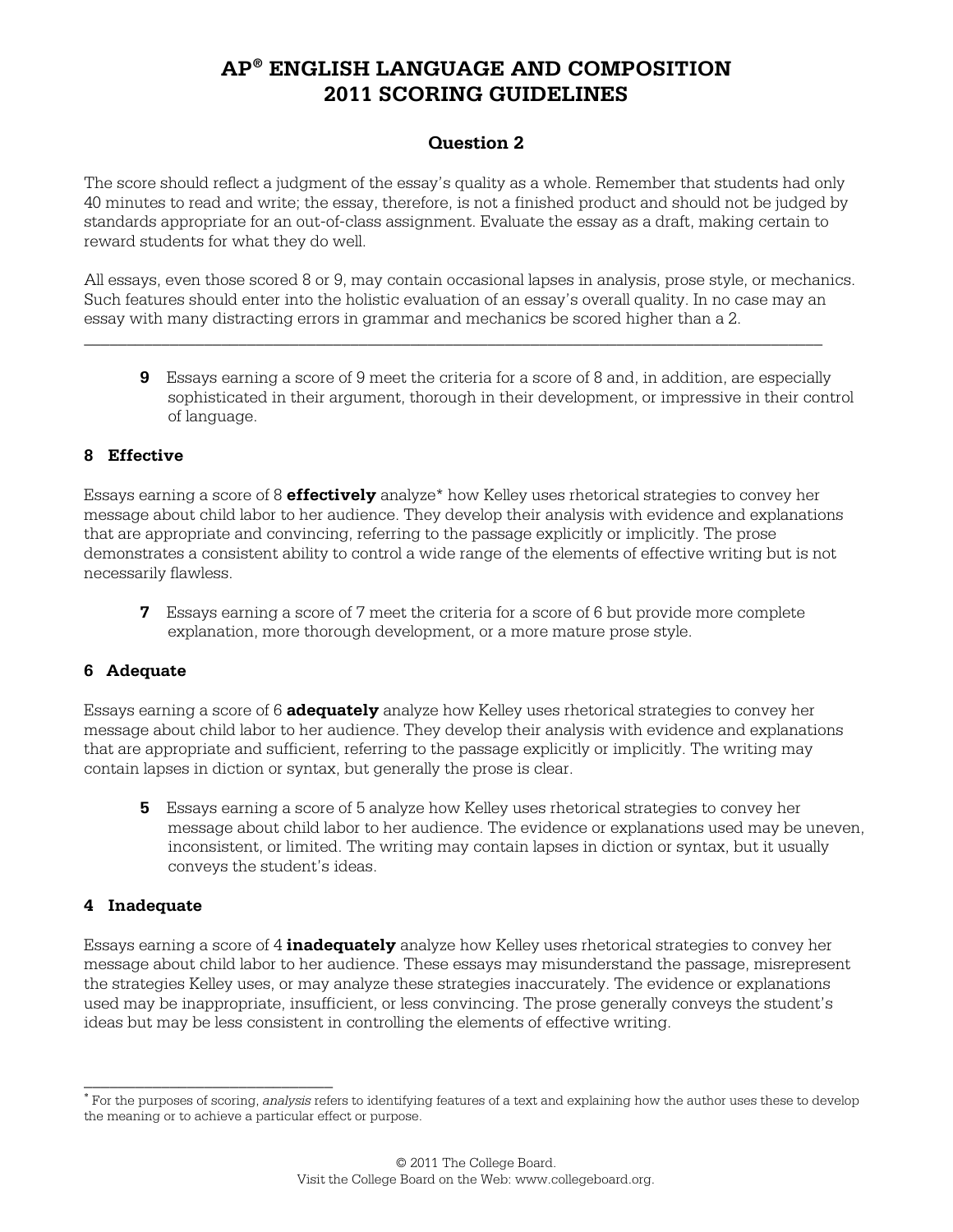# AP® ENGLISH LANGUAGE AND COMPOSITION 2011 SCORING GUIDELINES

## Question 2

The score should reflect a judgment of the essay's quality as a whole. Remember that students had only 40 minutes to read and write; the essay, therefore, is not a finished product and should not be judged by standards appropriate for an out-of-class assignment. Evaluate the essay as a draft, making certain to reward students for what they do well.

All essays, even those scored 8 or 9, may contain occasional lapses in analysis, prose style, or mechanics. Such features should enter into the holistic evaluation of an essay's overall quality. In no case may an essay with many distracting errors in grammar and mechanics be scored higher than a 2.

---

**9** Essays earning a score of 9 meet the criteria for a score of 8 and, in addition, are especially sophisticated in their argument, thorough in their development, or impressive in their control of language.

### 8 Effective

Essays earning a score of 8 **effectively** analyze* how Kelley uses rhetorical strategies to convey her message about child labor to her audience. They develop their analysis with evidence and explanations that are appropriate and convincing, referring to the passage explicitly or implicitly. The prose demonstrates a consistent ability to control a wide range of the elements of effective writing but is not necessarily flawless.

**7** Essays earning a score of 7 meet the criteria for a score of 6 but provide more complete explanation, more thorough development, or a more mature prose style.

### 6 Adequate

Essays earning a score of 6 **adequately** analyze how Kelley uses rhetorical strategies to convey her message about child labor to her audience. They develop their analysis with evidence and explanations that are appropriate and sufficient, referring to the passage explicitly or implicitly. The writing may contain lapses in diction or syntax, but generally the prose is clear.

**5** Essays earning a score of 5 analyze how Kelley uses rhetorical strategies to convey her message about child labor to her audience. The evidence or explanations used may be uneven, inconsistent, or limited. The writing may contain lapses in diction or syntax, but it usually conveys the student's ideas.

### 4 Inadequate

Essays earning a score of 4 **inadequately** analyze how Kelley uses rhetorical strategies to convey her message about child labor to her audience. These essays may misunderstand the passage, misrepresent the strategies Kelley uses, or may analyze these strategies inaccurately. The evidence or explanations used may be inappropriate, insufficient, or less convincing. The prose generally conveys the student's ideas but may be less consistent in controlling the elements of effective writing.

---

* For the purposes of scoring, *analysis* refers to identifying features of a text and explaining how the author uses these to develop the meaning or to achieve a particular effect or purpose.

© 2011 The College Board.
Visit the College Board on the Web: www.collegeboard.org.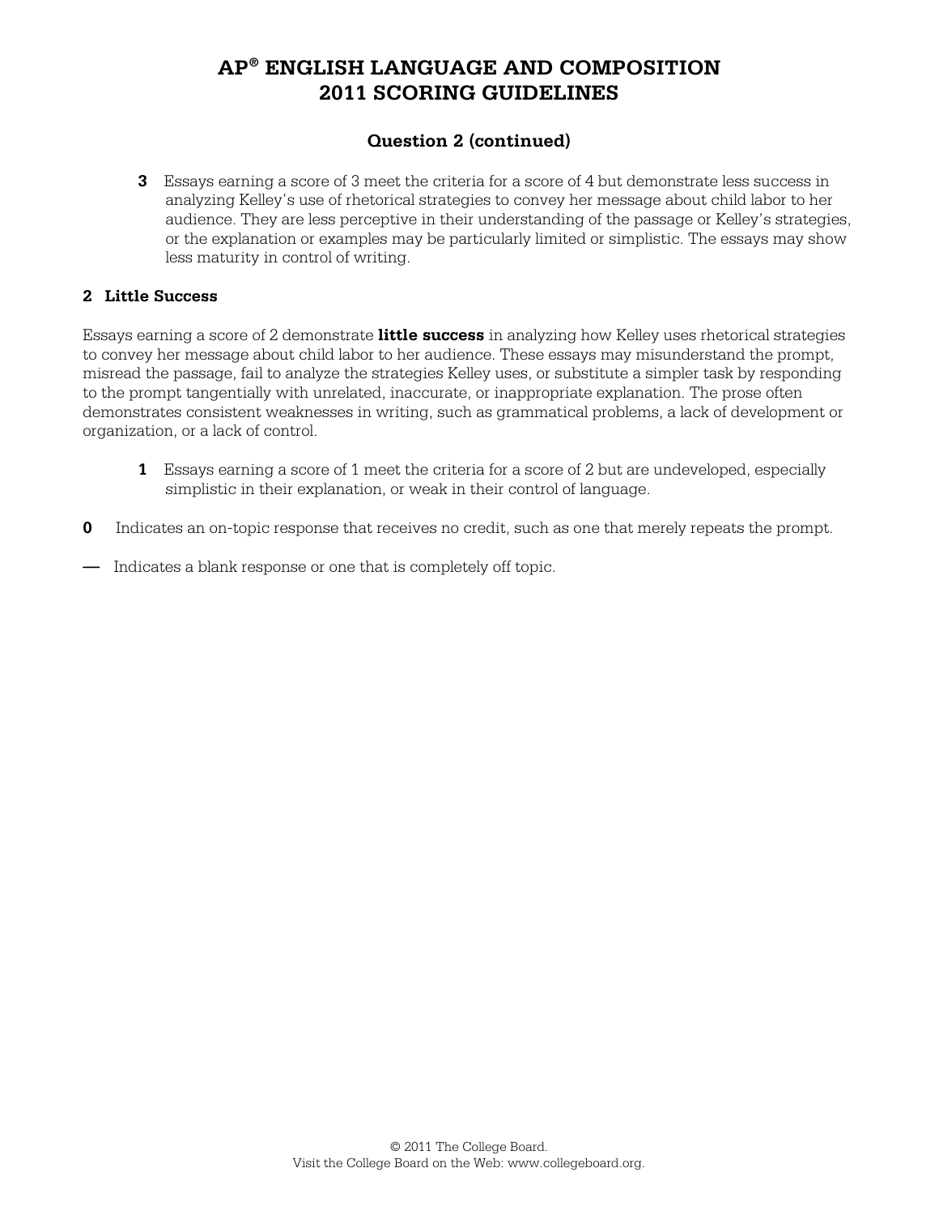# AP® ENGLISH LANGUAGE AND COMPOSITION
# 2011 SCORING GUIDELINES

### Question 2 (continued)

**3** Essays earning a score of 3 meet the criteria for a score of 4 but demonstrate less success in analyzing Kelley's use of rhetorical strategies to convey her message about child labor to her audience. They are less perceptive in their understanding of the passage or Kelley's strategies, or the explanation or examples may be particularly limited or simplistic. The essays may show less maturity in control of writing.

**2 Little Success**

Essays earning a score of 2 demonstrate **little success** in analyzing how Kelley uses rhetorical strategies to convey her message about child labor to her audience. These essays may misunderstand the prompt, misread the passage, fail to analyze the strategies Kelley uses, or substitute a simpler task by responding to the prompt tangentially with unrelated, inaccurate, or inappropriate explanation. The prose often demonstrates consistent weaknesses in writing, such as grammatical problems, a lack of development or organization, or a lack of control.

**1** Essays earning a score of 1 meet the criteria for a score of 2 but are undeveloped, especially simplistic in their explanation, or weak in their control of language.

**0** Indicates an on-topic response that receives no credit, such as one that merely repeats the prompt.

**—** Indicates a blank response or one that is completely off topic.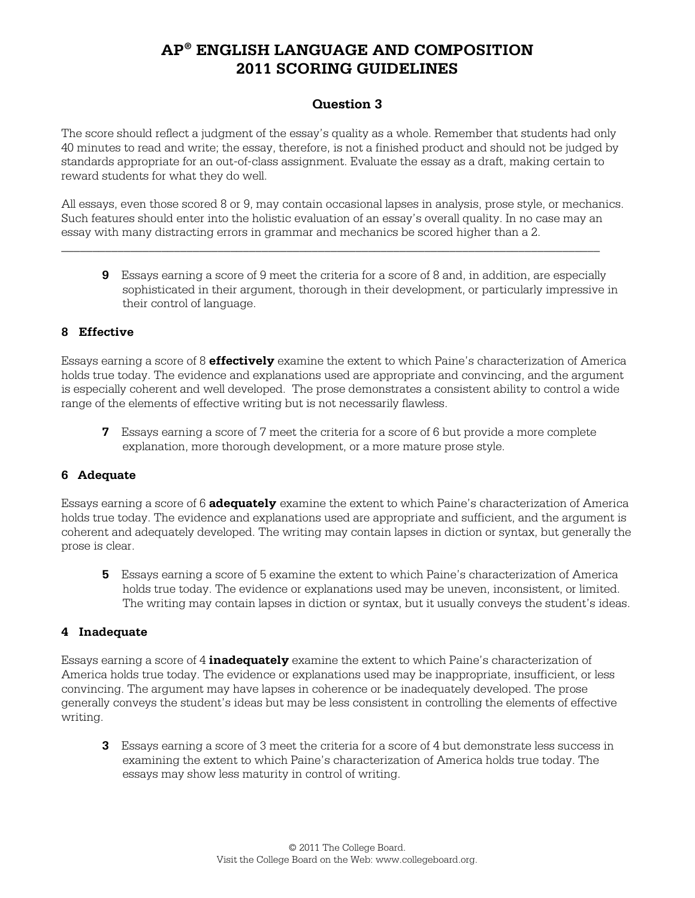# AP® ENGLISH LANGUAGE AND COMPOSITION 2011 SCORING GUIDELINES

## Question 3

The score should reflect a judgment of the essay's quality as a whole. Remember that students had only 40 minutes to read and write; the essay, therefore, is not a finished product and should not be judged by standards appropriate for an out-of-class assignment. Evaluate the essay as a draft, making certain to reward students for what they do well.

All essays, even those scored 8 or 9, may contain occasional lapses in analysis, prose style, or mechanics. Such features should enter into the holistic evaluation of an essay's overall quality. In no case may an essay with many distracting errors in grammar and mechanics be scored higher than a 2.

---

**9** Essays earning a score of 9 meet the criteria for a score of 8 and, in addition, are especially sophisticated in their argument, thorough in their development, or particularly impressive in their control of language.

### 8 Effective

Essays earning a score of 8 **effectively** examine the extent to which Paine's characterization of America holds true today. The evidence and explanations used are appropriate and convincing, and the argument is especially coherent and well developed. The prose demonstrates a consistent ability to control a wide range of the elements of effective writing but is not necessarily flawless.

**7** Essays earning a score of 7 meet the criteria for a score of 6 but provide a more complete explanation, more thorough development, or a more mature prose style.

### 6 Adequate

Essays earning a score of 6 **adequately** examine the extent to which Paine's characterization of America holds true today. The evidence and explanations used are appropriate and sufficient, and the argument is coherent and adequately developed. The writing may contain lapses in diction or syntax, but generally the prose is clear.

**5** Essays earning a score of 5 examine the extent to which Paine's characterization of America holds true today. The evidence or explanations used may be uneven, inconsistent, or limited. The writing may contain lapses in diction or syntax, but it usually conveys the student's ideas.

### 4 Inadequate

Essays earning a score of 4 **inadequately** examine the extent to which Paine's characterization of America holds true today. The evidence or explanations used may be inappropriate, insufficient, or less convincing. The argument may have lapses in coherence or be inadequately developed. The prose generally conveys the student's ideas but may be less consistent in controlling the elements of effective writing.

**3** Essays earning a score of 3 meet the criteria for a score of 4 but demonstrate less success in examining the extent to which Paine's characterization of America holds true today. The essays may show less maturity in control of writing.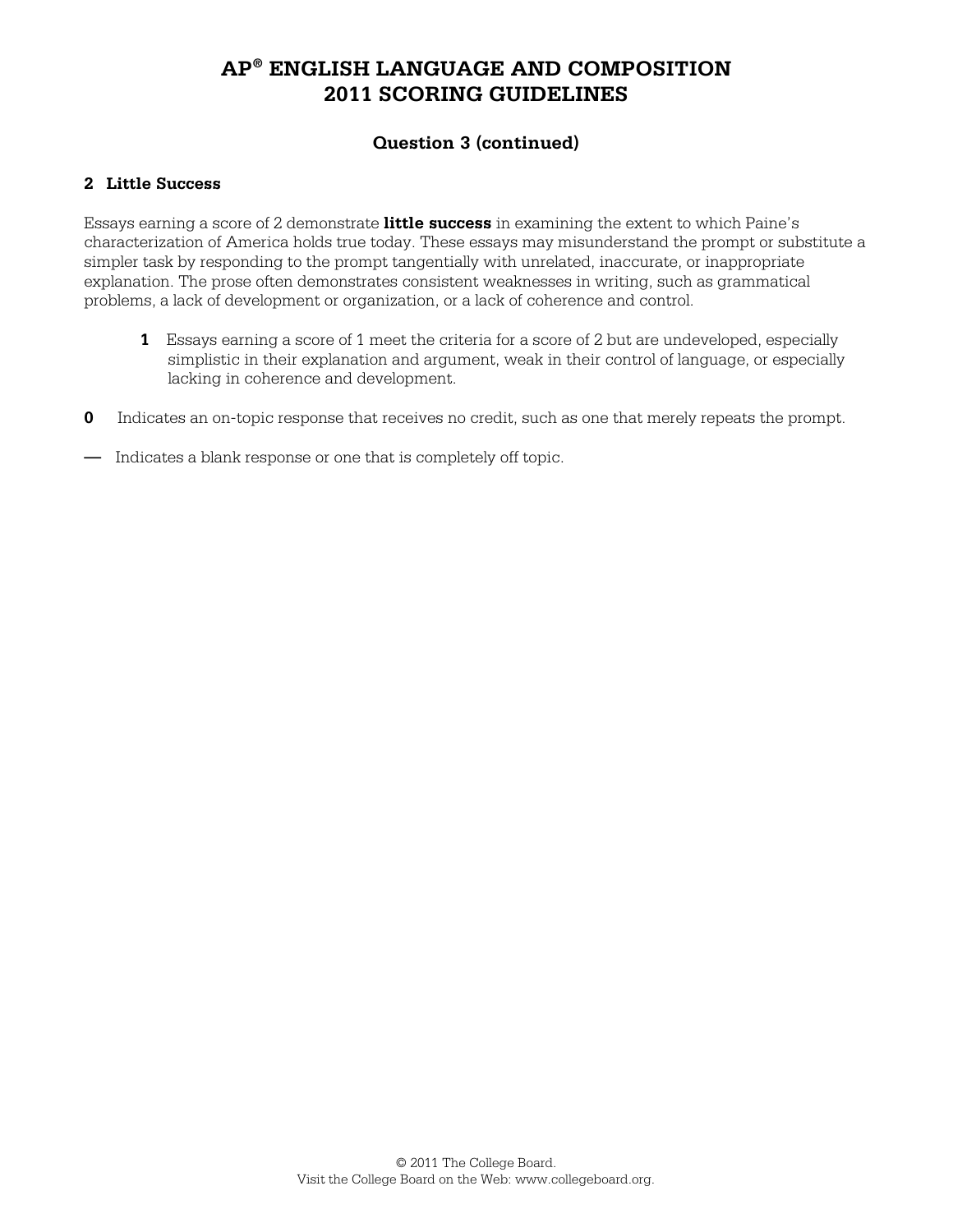# AP® ENGLISH LANGUAGE AND COMPOSITION 2011 SCORING GUIDELINES

## Question 3 (continued)

### 2 Little Success

Essays earning a score of 2 demonstrate **little success** in examining the extent to which Paine's characterization of America holds true today. These essays may misunderstand the prompt or substitute a simpler task by responding to the prompt tangentially with unrelated, inaccurate, or inappropriate explanation. The prose often demonstrates consistent weaknesses in writing, such as grammatical problems, a lack of development or organization, or a lack of coherence and control.

- **1** Essays earning a score of 1 meet the criteria for a score of 2 but are undeveloped, especially simplistic in their explanation and argument, weak in their control of language, or especially lacking in coherence and development.

**0** Indicates an on-topic response that receives no credit, such as one that merely repeats the prompt.

**—** Indicates a blank response or one that is completely off topic.